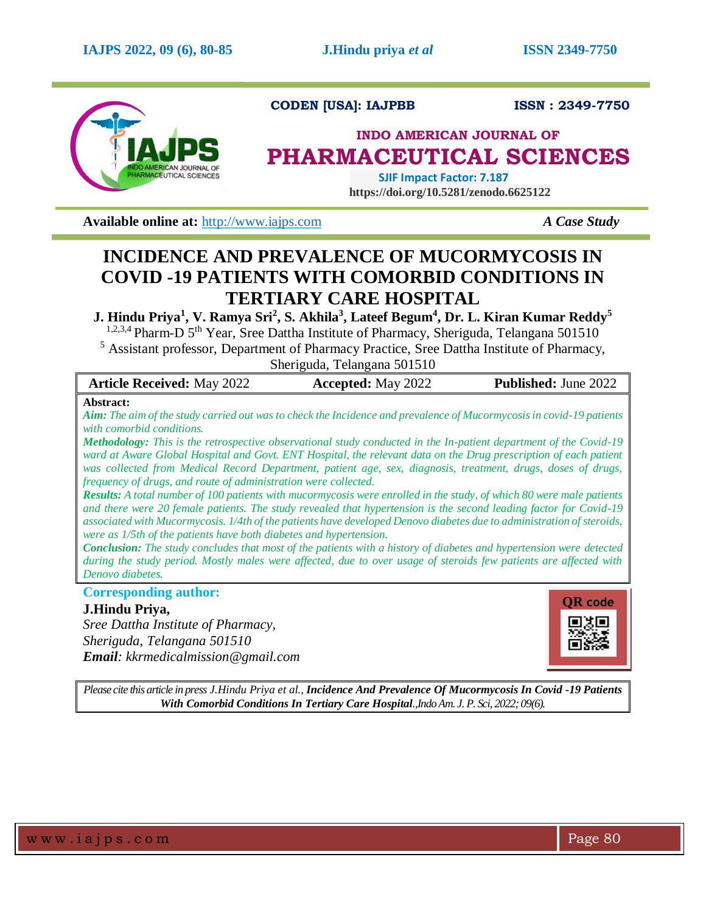CODEN [USA]: IAJPBB ISSN : 2349-7750

**INDO AMERICAN JOURNAL OF**

# PHARMACEUTICAL SCIENCES

**SJIF Impact Factor: 7.187**

**https://doi.org/10.5281/zenodo.6625122**

**Available online at:** http://www.iajps.com *A Case Study*

# INCIDENCE AND PREVALENCE OF MUCORMYCOSIS IN COVID -19 PATIENTS WITH COMORBID CONDITIONS IN TERTIARY CARE HOSPITAL

**J. Hindu Priya[1], V. Ramya Sri[2], S. Akhila[3], Lateef Begum[4], Dr. L. Kiran Kumar Reddy[5]**

[1,2,3,4] Pharm-D 5th Year, Sree Dattha Institute of Pharmacy, Sheriguda, Telangana 501510

[5] Assistant professor, Department of Pharmacy Practice, Sree Dattha Institute of Pharmacy, Sheriguda, Telangana 501510

| **Article Received:** May 2022 | **Accepted:** May 2022 | **Published:** June 2022 |
|---|---|---|

**Abstract:**

***Aim:*** *The aim of the study carried out was to check the Incidence and prevalence of Mucormycosis in covid-19 patients with comorbid conditions.*

***Methodology:*** *This is the retrospective observational study conducted in the In-patient department of the Covid-19 ward at Aware Global Hospital and Govt. ENT Hospital, the relevant data on the Drug prescription of each patient was collected from Medical Record Department, patient age, sex, diagnosis, treatment, drugs, doses of drugs, frequency of drugs, and route of administration were collected.*

***Results:*** *A total number of 100 patients with mucormycosis were enrolled in the study, of which 80 were male patients and there were 20 female patients. The study revealed that hypertension is the second leading factor for Covid-19 associated with Mucormycosis. 1/4th of the patients have developed Denovo diabetes due to administration of steroids, were as 1/5th of the patients have both diabetes and hypertension.*

***Conclusion:*** *The study concludes that most of the patients with a history of diabetes and hypertension were detected during the study period. Mostly males were affected, due to over usage of steroids few patients are affected with Denovo diabetes.*

**Corresponding author:**

**J.Hindu Priya,**

*Sree Dattha Institute of Pharmacy,*
*Sheriguda, Telangana 501510*
***Email****: kkrmedicalmission@gmail.com*

QR code

*Please cite this article in press J.Hindu Priya et al.,* ***Incidence And Prevalence Of Mucormycosis In Covid -19 Patients With Comorbid Conditions In Tertiary Care Hospital****.,Indo Am. J. P. Sci, 2022; 09(6).*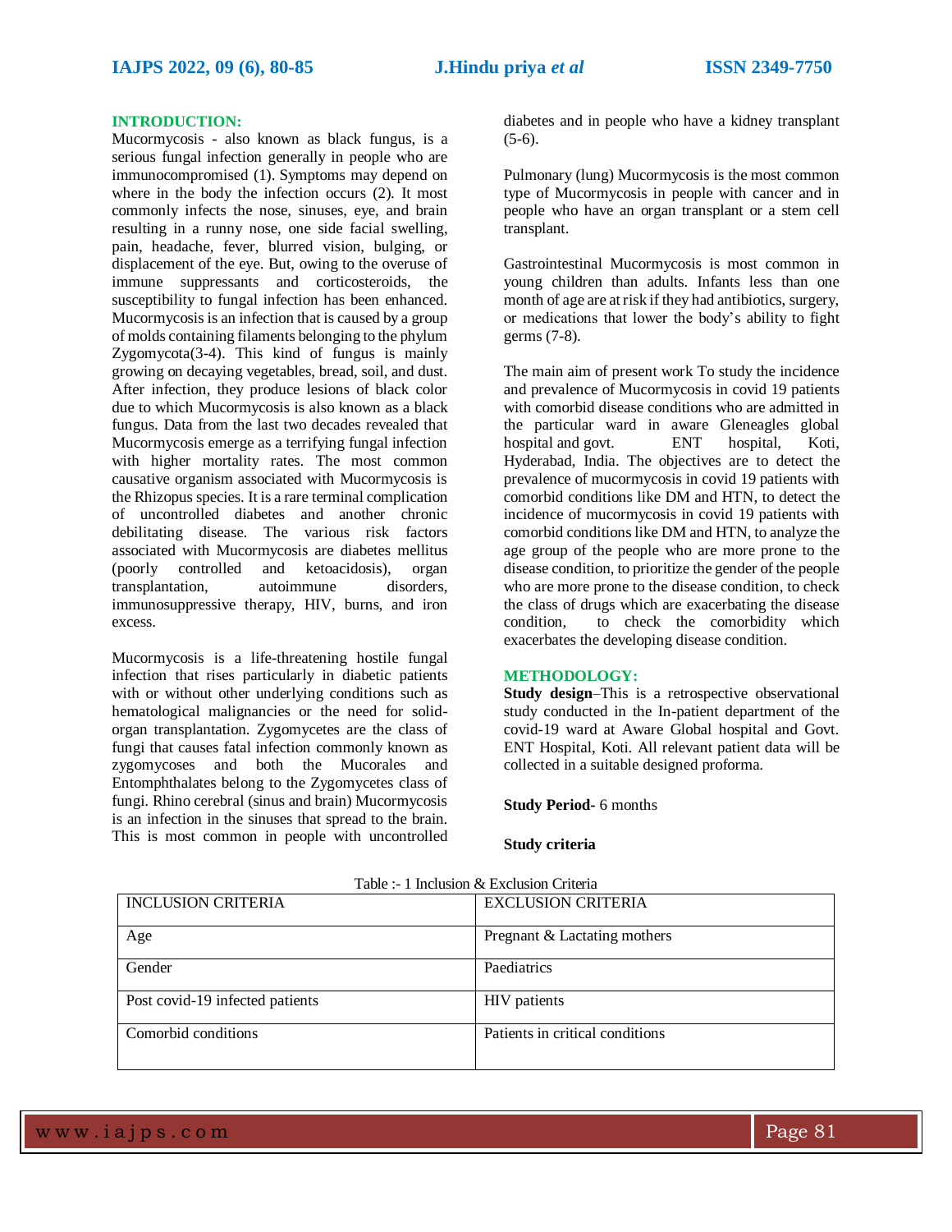## INTRODUCTION:

Mucormycosis - also known as black fungus, is a serious fungal infection generally in people who are immunocompromised (1). Symptoms may depend on where in the body the infection occurs (2). It most commonly infects the nose, sinuses, eye, and brain resulting in a runny nose, one side facial swelling, pain, headache, fever, blurred vision, bulging, or displacement of the eye. But, owing to the overuse of immune suppressants and corticosteroids, the susceptibility to fungal infection has been enhanced. Mucormycosis is an infection that is caused by a group of molds containing filaments belonging to the phylum Zygomycota(3-4). This kind of fungus is mainly growing on decaying vegetables, bread, soil, and dust. After infection, they produce lesions of black color due to which Mucormycosis is also known as a black fungus. Data from the last two decades revealed that Mucormycosis emerge as a terrifying fungal infection with higher mortality rates. The most common causative organism associated with Mucormycosis is the Rhizopus species. It is a rare terminal complication of uncontrolled diabetes and another chronic debilitating disease. The various risk factors associated with Mucormycosis are diabetes mellitus (poorly controlled and ketoacidosis), organ transplantation, autoimmune disorders, immunosuppressive therapy, HIV, burns, and iron excess.

Mucormycosis is a life-threatening hostile fungal infection that rises particularly in diabetic patients with or without other underlying conditions such as hematological malignancies or the need for solid-organ transplantation. Zygomycetes are the class of fungi that causes fatal infection commonly known as zygomycoses and both the Mucorales and Entomphthalates belong to the Zygomycetes class of fungi. Rhino cerebral (sinus and brain) Mucormycosis is an infection in the sinuses that spread to the brain. This is most common in people with uncontrolled diabetes and in people who have a kidney transplant (5-6).

Pulmonary (lung) Mucormycosis is the most common type of Mucormycosis in people with cancer and in people who have an organ transplant or a stem cell transplant.

Gastrointestinal Mucormycosis is most common in young children than adults. Infants less than one month of age are at risk if they had antibiotics, surgery, or medications that lower the body's ability to fight germs (7-8).

The main aim of present work To study the incidence and prevalence of Mucormycosis in covid 19 patients with comorbid disease conditions who are admitted in the particular ward in aware Gleneagles global hospital and govt. ENT hospital, Koti, Hyderabad, India. The objectives are to detect the prevalence of mucormycosis in covid 19 patients with comorbid conditions like DM and HTN, to detect the incidence of mucormycosis in covid 19 patients with comorbid conditions like DM and HTN, to analyze the age group of the people who are more prone to the disease condition, to prioritize the gender of the people who are more prone to the disease condition, to check the class of drugs which are exacerbating the disease condition, to check the comorbidity which exacerbates the developing disease condition.

## METHODOLOGY:

**Study design**–This is a retrospective observational study conducted in the In-patient department of the covid-19 ward at Aware Global hospital and Govt. ENT Hospital, Koti. All relevant patient data will be collected in a suitable designed proforma.

**Study Period-** 6 months

**Study criteria**

Table :- 1 Inclusion & Exclusion Criteria

| INCLUSION CRITERIA | EXCLUSION CRITERIA |
|---|---|
| Age | Pregnant & Lactating mothers |
| Gender | Paediatrics |
| Post covid-19 infected patients | HIV patients |
| Comorbid conditions | Patients in critical conditions |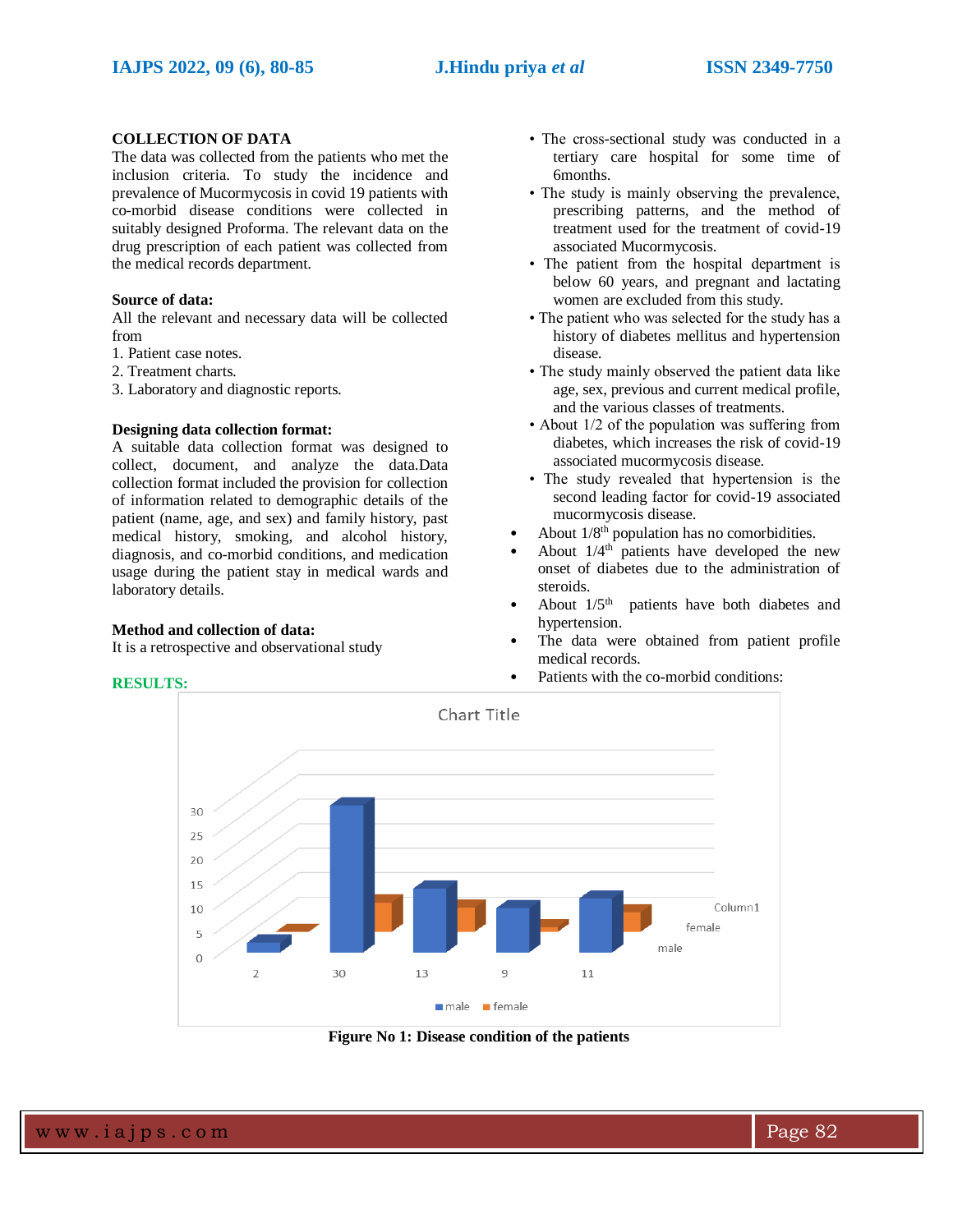## COLLECTION OF DATA

The data was collected from the patients who met the inclusion criteria. To study the incidence and prevalence of Mucormycosis in covid 19 patients with co-morbid disease conditions were collected in suitably designed Proforma. The relevant data on the drug prescription of each patient was collected from the medical records department.

**Source of data:**

All the relevant and necessary data will be collected from

1. Patient case notes.
2. Treatment charts.
3. Laboratory and diagnostic reports.

**Designing data collection format:**

A suitable data collection format was designed to collect, document, and analyze the data.Data collection format included the provision for collection of information related to demographic details of the patient (name, age, and sex) and family history, past medical history, smoking, and alcohol history, diagnosis, and co-morbid conditions, and medication usage during the patient stay in medical wards and laboratory details.

**Method and collection of data:**

It is a retrospective and observational study

- The cross-sectional study was conducted in a tertiary care hospital for some time of 6months.
- The study is mainly observing the prevalence, prescribing patterns, and the method of treatment used for the treatment of covid-19 associated Mucormycosis.
- The patient from the hospital department is below 60 years, and pregnant and lactating women are excluded from this study.
- The patient who was selected for the study has a history of diabetes mellitus and hypertension disease.
- The study mainly observed the patient data like age, sex, previous and current medical profile, and the various classes of treatments.
- About 1/2 of the population was suffering from diabetes, which increases the risk of covid-19 associated mucormycosis disease.
- The study revealed that hypertension is the second leading factor for covid-19 associated mucormycosis disease.

## RESULTS:

- About 1/8th population has no comorbidities.
- About 1/4th patients have developed the new onset of diabetes due to the administration of steroids.
- About 1/5th patients have both diabetes and hypertension.
- The data were obtained from patient profile medical records.
- Patients with the co-morbid conditions:

**Figure No 1: Disease condition of the patients**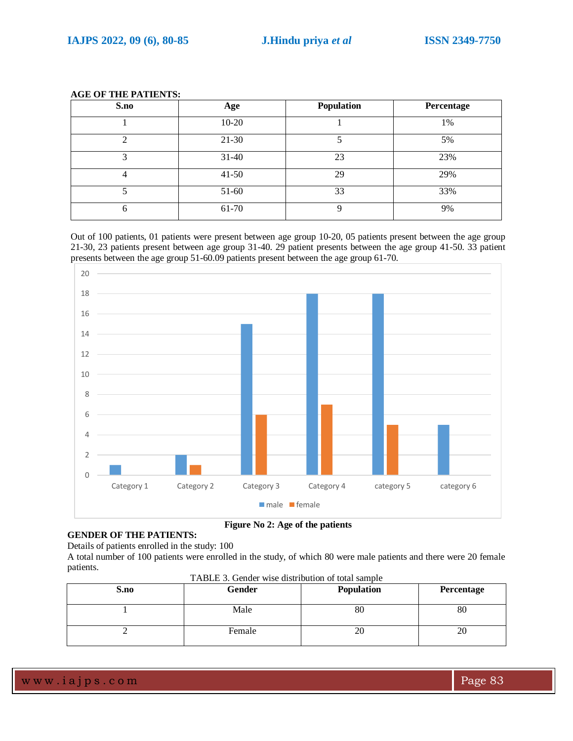**AGE OF THE PATIENTS:**

| S.no | Age | Population | Percentage |
|---|---|---|---|
| 1 | 10-20 | 1 | 1% |
| 2 | 21-30 | 5 | 5% |
| 3 | 31-40 | 23 | 23% |
| 4 | 41-50 | 29 | 29% |
| 5 | 51-60 | 33 | 33% |
| 6 | 61-70 | 9 | 9% |

Out of 100 patients, 01 patients were present between age group 10-20, 05 patients present between the age group 21-30, 23 patients present between age group 31-40. 29 patient presents between the age group 41-50. 33 patient presents between the age group 51-60.09 patients present between the age group 61-70.

**Figure No 2: Age of the patients**

**GENDER OF THE PATIENTS:**

Details of patients enrolled in the study: 100

A total number of 100 patients were enrolled in the study, of which 80 were male patients and there were 20 female patients.

TABLE 3. Gender wise distribution of total sample

| S.no | Gender | Population | Percentage |
|---|---|---|---|
| 1 | Male | 80 | 80 |
| 2 | Female | 20 | 20 |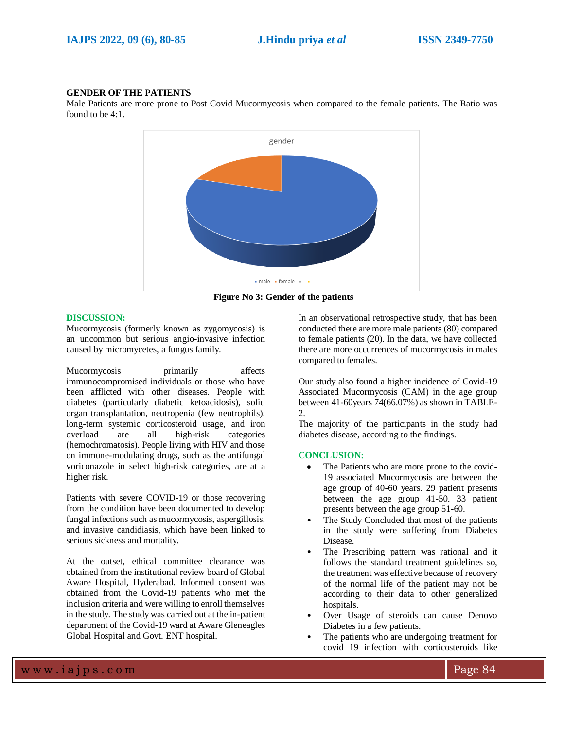### GENDER OF THE PATIENTS

Male Patients are more prone to Post Covid Mucormycosis when compared to the female patients. The Ratio was found to be 4:1.

**Figure No 3: Gender of the patients**

## DISCUSSION:

Mucormycosis (formerly known as zygomycosis) is an uncommon but serious angio-invasive infection caused by micromycetes, a fungus family.

Mucormycosis primarily affects immunocompromised individuals or those who have been afflicted with other diseases. People with diabetes (particularly diabetic ketoacidosis), solid organ transplantation, neutropenia (few neutrophils), long-term systemic corticosteroid usage, and iron overload are all high-risk categories (hemochromatosis). People living with HIV and those on immune-modulating drugs, such as the antifungal voriconazole in select high-risk categories, are at a higher risk.

Patients with severe COVID-19 or those recovering from the condition have been documented to develop fungal infections such as mucormycosis, aspergillosis, and invasive candidiasis, which have been linked to serious sickness and mortality.

At the outset, ethical committee clearance was obtained from the institutional review board of Global Aware Hospital, Hyderabad. Informed consent was obtained from the Covid-19 patients who met the inclusion criteria and were willing to enroll themselves in the study. The study was carried out at the in-patient department of the Covid-19 ward at Aware Gleneagles Global Hospital and Govt. ENT hospital.

In an observational retrospective study, that has been conducted there are more male patients (80) compared to female patients (20). In the data, we have collected there are more occurrences of mucormycosis in males compared to females.

Our study also found a higher incidence of Covid-19 Associated Mucormycosis (CAM) in the age group between 41-60years 74(66.07%) as shown in TABLE-2.

The majority of the participants in the study had diabetes disease, according to the findings.

## CONCLUSION:

- The Patients who are more prone to the covid-19 associated Mucormycosis are between the age group of 40-60 years. 29 patient presents between the age group 41-50. 33 patient presents between the age group 51-60.
- The Study Concluded that most of the patients in the study were suffering from Diabetes Disease.
- The Prescribing pattern was rational and it follows the standard treatment guidelines so, the treatment was effective because of recovery of the normal life of the patient may not be according to their data to other generalized hospitals.
- Over Usage of steroids can cause Denovo Diabetes in a few patients.
- The patients who are undergoing treatment for covid 19 infection with corticosteroids like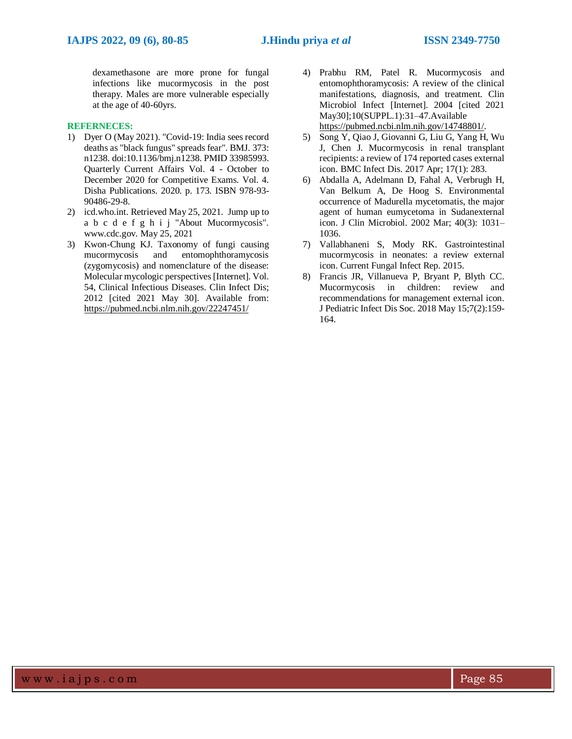dexamethasone are more prone for fungal infections like mucormycosis in the post therapy. Males are more vulnerable especially at the age of 40-60yrs.

## REFERNECES:

1) Dyer O (May 2021). "Covid-19: India sees record deaths as "black fungus" spreads fear". BMJ. 373: n1238. doi:10.1136/bmj.n1238. PMID 33985993. Quarterly Current Affairs Vol. 4 - October to December 2020 for Competitive Exams. Vol. 4. Disha Publications. 2020. p. 173. ISBN 978-93-90486-29-8.
2) icd.who.int. Retrieved May 25, 2021. Jump up to a b c d e f g h i j "About Mucormycosis". www.cdc.gov. May 25, 2021
3) Kwon-Chung KJ. Taxonomy of fungi causing mucormycosis and entomophthoramycosis (zygomycosis) and nomenclature of the disease: Molecular mycologic perspectives [Internet]. Vol. 54, Clinical Infectious Diseases. Clin Infect Dis; 2012 [cited 2021 May 30]. Available from: https://pubmed.ncbi.nlm.nih.gov/22247451/
4) Prabhu RM, Patel R. Mucormycosis and entomophthoramycosis: A review of the clinical manifestations, diagnosis, and treatment. Clin Microbiol Infect [Internet]. 2004 [cited 2021 May30];10(SUPPL.1):31–47.Available https://pubmed.ncbi.nlm.nih.gov/14748801/.
5) Song Y, Qiao J, Giovanni G, Liu G, Yang H, Wu J, Chen J. Mucormycosis in renal transplant recipients: a review of 174 reported cases external icon. BMC Infect Dis. 2017 Apr; 17(1): 283.
6) Abdalla A, Adelmann D, Fahal A, Verbrugh H, Van Belkum A, De Hoog S. Environmental occurrence of Madurella mycetomatis, the major agent of human eumycetoma in Sudanexternal icon. J Clin Microbiol. 2002 Mar; 40(3): 1031–1036.
7) Vallabhaneni S, Mody RK. Gastrointestinal mucormycosis in neonates: a review external icon. Current Fungal Infect Rep. 2015.
8) Francis JR, Villanueva P, Bryant P, Blyth CC. Mucormycosis in children: review and recommendations for management external icon. J Pediatric Infect Dis Soc. 2018 May 15;7(2):159-164.